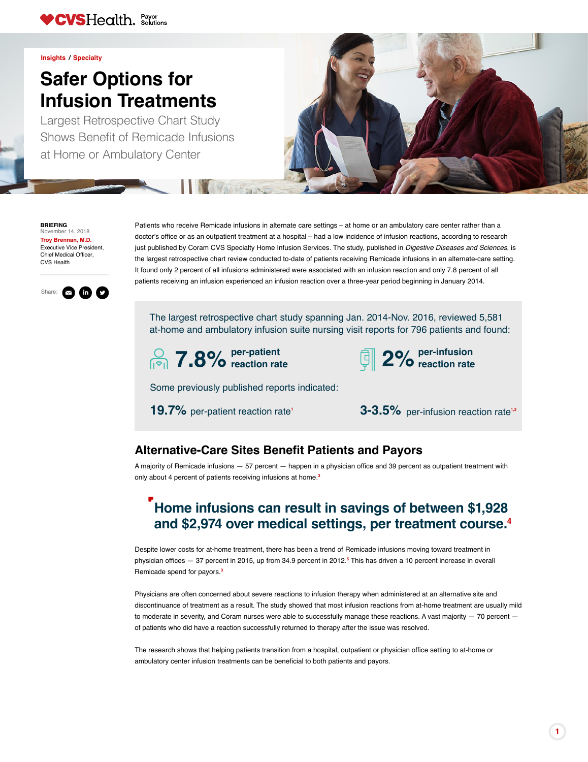CVSHealth. Payor Solutions

Insights / Specialty

# Safer Options for Infusion Treatments

Largest Retrospective Chart Study Shows Benefit of Remicade Infusions at Home or Ambulatory Center

**BRIEFING**
November 14, 2018
**Troy Brennan, M.D.**
Executive Vice President, Chief Medical Officer, CVS Health

Share:

Patients who receive Remicade infusions in alternate care settings – at home or an ambulatory care center rather than a doctor's office or as an outpatient treatment at a hospital – had a low incidence of infusion reactions, according to research just published by Coram CVS Specialty Home Infusion Services. The study, published in *Digestive Diseases and Sciences*, is the largest retrospective chart review conducted to-date of patients receiving Remicade infusions in an alternate-care setting. It found only 2 percent of all infusions administered were associated with an infusion reaction and only 7.8 percent of all patients receiving an infusion experienced an infusion reaction over a three-year period beginning in January 2014.

The largest retrospective chart study spanning Jan. 2014-Nov. 2016, reviewed 5,581 at-home and ambulatory infusion suite nursing visit reports for 796 patients and found:

**7.8%** per-patient reaction rate

**2%** per-infusion reaction rate

Some previously published reports indicated:

**19.7%** per-patient reaction rate[1]

**3-3.5%** per-infusion reaction rate[1,2]

## Alternative-Care Sites Benefit Patients and Payors

A majority of Remicade infusions — 57 percent — happen in a physician office and 39 percent as outpatient treatment with only about 4 percent of patients receiving infusions at home.[3]

**Home infusions can result in savings of between $1,928 and $2,974 over medical settings, per treatment course.[4]**

Despite lower costs for at-home treatment, there has been a trend of Remicade infusions moving toward treatment in physician offices — 37 percent in 2015, up from 34.9 percent in 2012.[5] This has driven a 10 percent increase in overall Remicade spend for payors.[3]

Physicians are often concerned about severe reactions to infusion therapy when administered at an alternative site and discontinuance of treatment as a result. The study showed that most infusion reactions from at-home treatment are usually mild to moderate in severity, and Coram nurses were able to successfully manage these reactions. A vast majority — 70 percent — of patients who did have a reaction successfully returned to therapy after the issue was resolved.

The research shows that helping patients transition from a hospital, outpatient or physician office setting to at-home or ambulatory center infusion treatments can be beneficial to both patients and payors.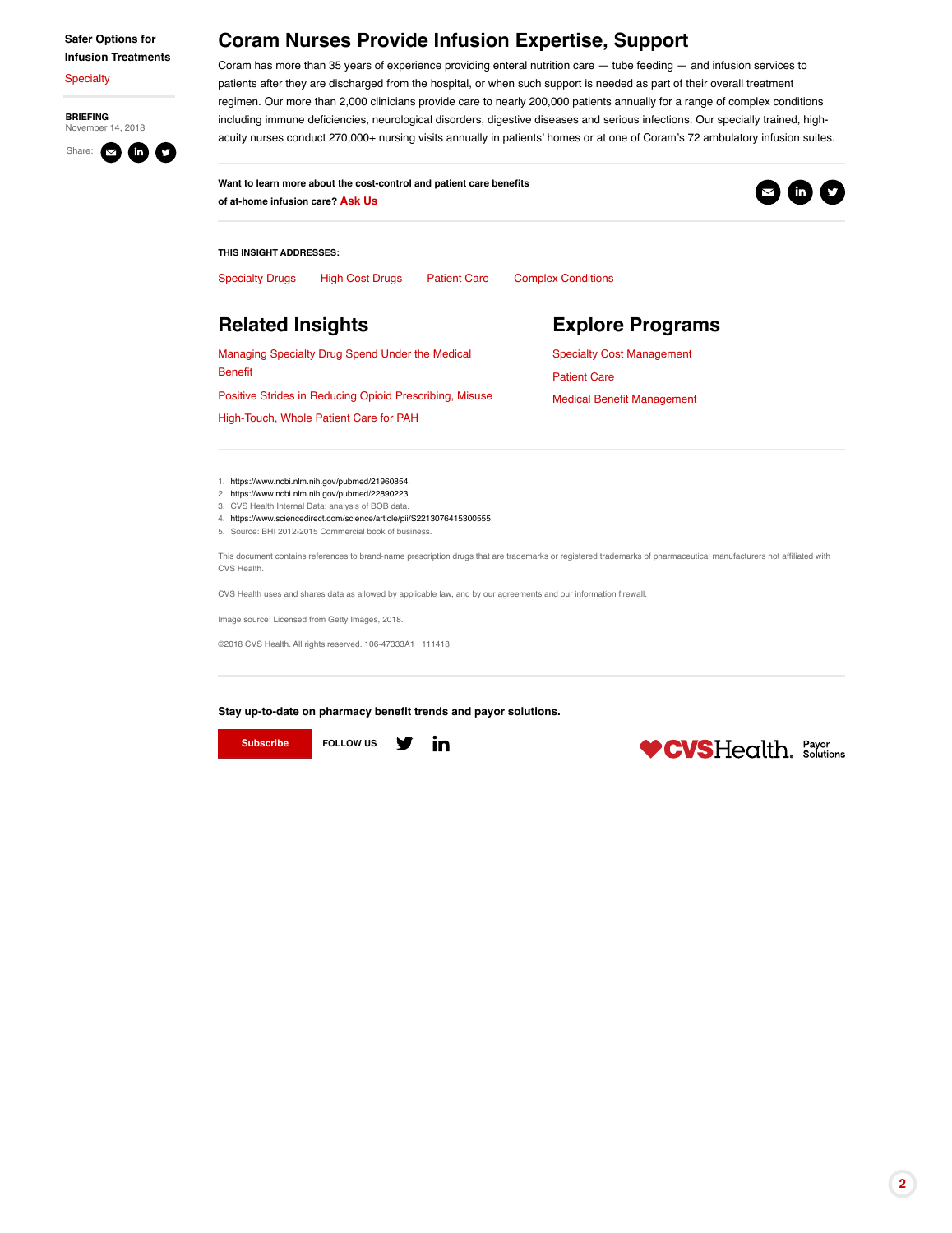**Safer Options for Infusion Treatments**

Specialty

**BRIEFING**
November 14, 2018

Share:

## Coram Nurses Provide Infusion Expertise, Support

Coram has more than 35 years of experience providing enteral nutrition care — tube feeding — and infusion services to patients after they are discharged from the hospital, or when such support is needed as part of their overall treatment regimen. Our more than 2,000 clinicians provide care to nearly 200,000 patients annually for a range of complex conditions including immune deficiencies, neurological disorders, digestive diseases and serious infections. Our specially trained, high-acuity nurses conduct 270,000+ nursing visits annually in patients' homes or at one of Coram's 72 ambulatory infusion suites.

**Want to learn more about the cost-control and patient care benefits of at-home infusion care? Ask Us**

**THIS INSIGHT ADDRESSES:**

Specialty Drugs    High Cost Drugs    Patient Care    Complex Conditions

## Related Insights

- Managing Specialty Drug Spend Under the Medical Benefit
- Positive Strides in Reducing Opioid Prescribing, Misuse
- High-Touch, Whole Patient Care for PAH

## Explore Programs

- Specialty Cost Management
- Patient Care
- Medical Benefit Management

1. https://www.ncbi.nlm.nih.gov/pubmed/21960854.
2. https://www.ncbi.nlm.nih.gov/pubmed/22890223.
3. CVS Health Internal Data; analysis of BOB data.
4. https://www.sciencedirect.com/science/article/pii/S2213076415300555.
5. Source: BHI 2012-2015 Commercial book of business.

This document contains references to brand-name prescription drugs that are trademarks or registered trademarks of pharmaceutical manufacturers not affiliated with CVS Health.

CVS Health uses and shares data as allowed by applicable law, and by our agreements and our information firewall.

Image source: Licensed from Getty Images, 2018.

©2018 CVS Health. All rights reserved. 106-47333A1 111418

**Stay up-to-date on pharmacy benefit trends and payor solutions.**

Subscribe    FOLLOW US

CVSHealth. Payor Solutions